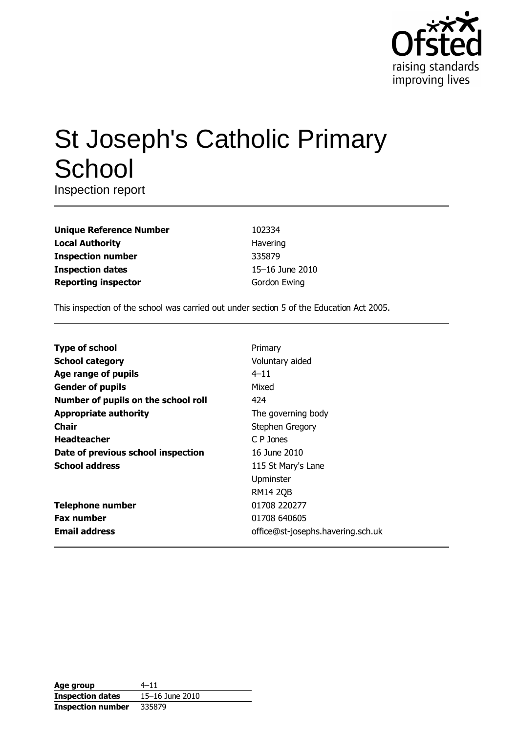Ofsted
raising standards
improving lives

# St Joseph's Catholic Primary School

Inspection report

| | |
|---|---|
| **Unique Reference Number** | 102334 |
| **Local Authority** | Havering |
| **Inspection number** | 335879 |
| **Inspection dates** | 15–16 June 2010 |
| **Reporting inspector** | Gordon Ewing |

This inspection of the school was carried out under section 5 of the Education Act 2005.

| | |
|---|---|
| **Type of school** | Primary |
| **School category** | Voluntary aided |
| **Age range of pupils** | 4–11 |
| **Gender of pupils** | Mixed |
| **Number of pupils on the school roll** | 424 |
| **Appropriate authority** | The governing body |
| **Chair** | Stephen Gregory |
| **Headteacher** | C P Jones |
| **Date of previous school inspection** | 16 June 2010 |
| **School address** | 115 St Mary's Lane<br>Upminster<br>RM14 2QB |
| **Telephone number** | 01708 220277 |
| **Fax number** | 01708 640605 |
| **Email address** | office@st-josephs.havering.sch.uk |

| | |
|---|---|
| **Age group** | 4–11 |
| **Inspection dates** | 15–16 June 2010 |
| **Inspection number** | 335879 |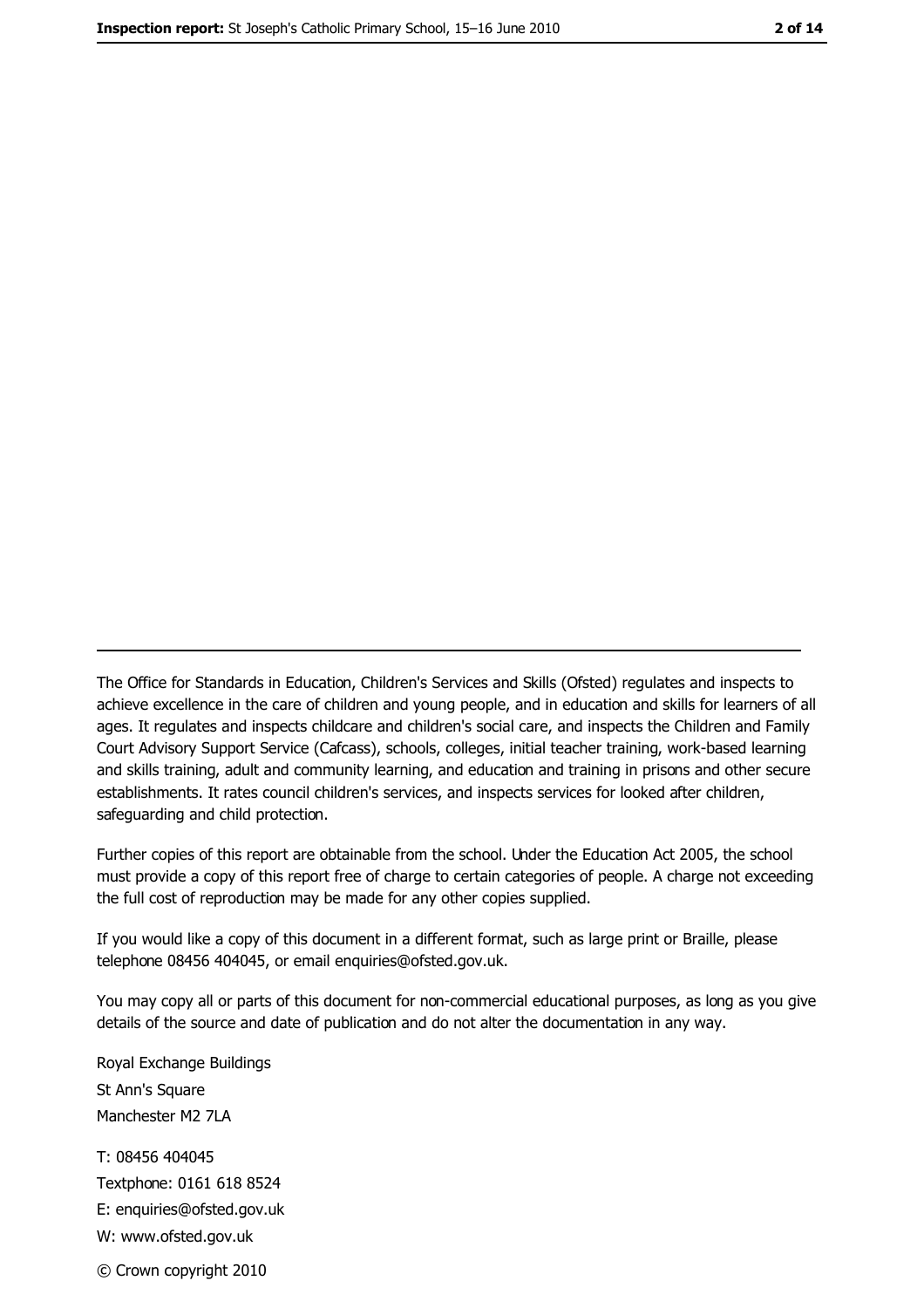---

The Office for Standards in Education, Children's Services and Skills (Ofsted) regulates and inspects to achieve excellence in the care of children and young people, and in education and skills for learners of all ages. It regulates and inspects childcare and children's social care, and inspects the Children and Family Court Advisory Support Service (Cafcass), schools, colleges, initial teacher training, work-based learning and skills training, adult and community learning, and education and training in prisons and other secure establishments. It rates council children's services, and inspects services for looked after children, safeguarding and child protection.

Further copies of this report are obtainable from the school. Under the Education Act 2005, the school must provide a copy of this report free of charge to certain categories of people. A charge not exceeding the full cost of reproduction may be made for any other copies supplied.

If you would like a copy of this document in a different format, such as large print or Braille, please telephone 08456 404045, or email enquiries@ofsted.gov.uk.

You may copy all or parts of this document for non-commercial educational purposes, as long as you give details of the source and date of publication and do not alter the documentation in any way.

Royal Exchange Buildings
St Ann's Square
Manchester M2 7LA

T: 08456 404045
Textphone: 0161 618 8524
E: enquiries@ofsted.gov.uk
W: www.ofsted.gov.uk

© Crown copyright 2010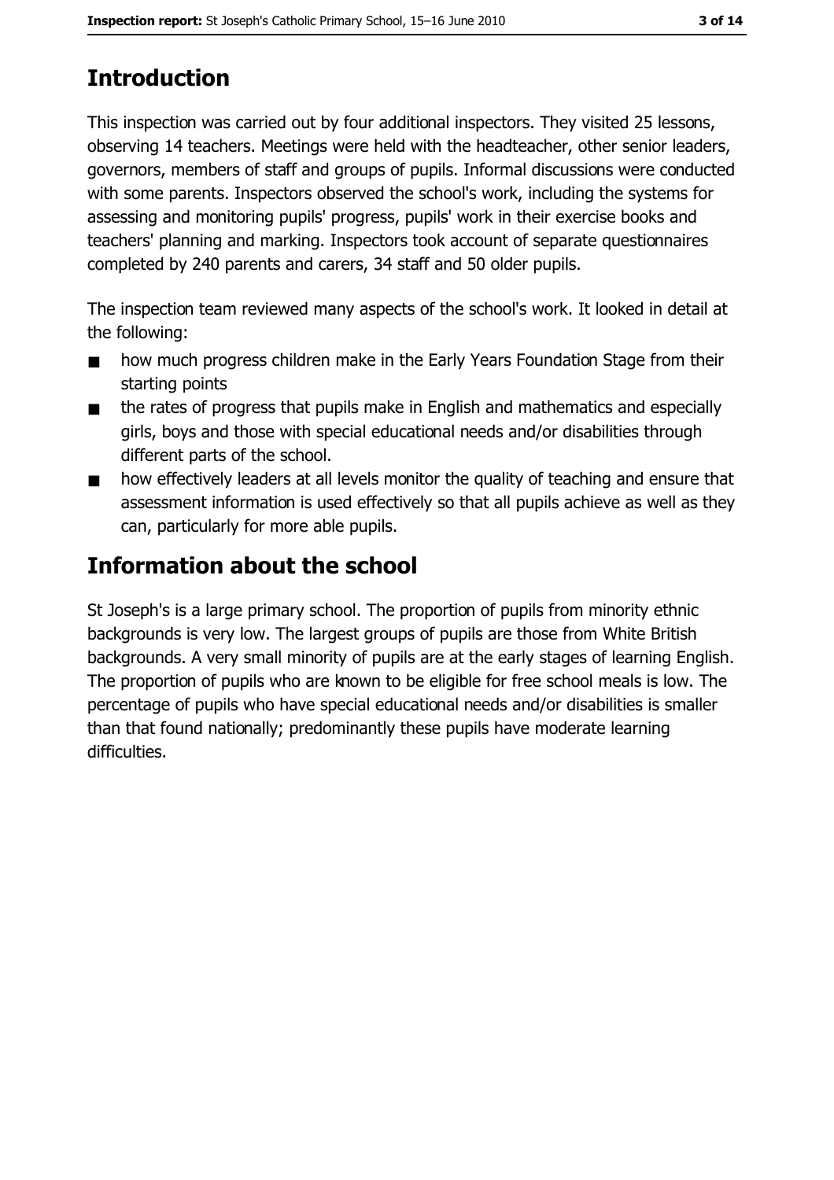## Introduction

This inspection was carried out by four additional inspectors. They visited 25 lessons, observing 14 teachers. Meetings were held with the headteacher, other senior leaders, governors, members of staff and groups of pupils. Informal discussions were conducted with some parents. Inspectors observed the school's work, including the systems for assessing and monitoring pupils' progress, pupils' work in their exercise books and teachers' planning and marking. Inspectors took account of separate questionnaires completed by 240 parents and carers, 34 staff and 50 older pupils.

The inspection team reviewed many aspects of the school's work. It looked in detail at the following:

- how much progress children make in the Early Years Foundation Stage from their starting points
- the rates of progress that pupils make in English and mathematics and especially girls, boys and those with special educational needs and/or disabilities through different parts of the school.
- how effectively leaders at all levels monitor the quality of teaching and ensure that assessment information is used effectively so that all pupils achieve as well as they can, particularly for more able pupils.

## Information about the school

St Joseph's is a large primary school. The proportion of pupils from minority ethnic backgrounds is very low. The largest groups of pupils are those from White British backgrounds. A very small minority of pupils are at the early stages of learning English. The proportion of pupils who are known to be eligible for free school meals is low. The percentage of pupils who have special educational needs and/or disabilities is smaller than that found nationally; predominantly these pupils have moderate learning difficulties.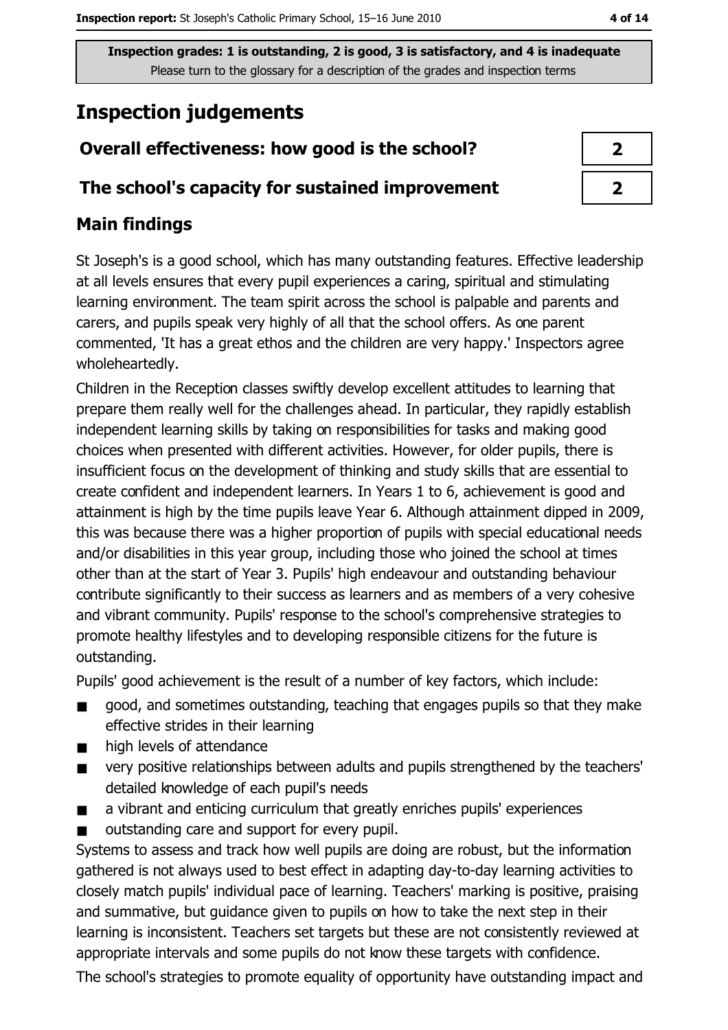**Inspection grades: 1 is outstanding, 2 is good, 3 is satisfactory, and 4 is inadequate**
Please turn to the glossary for a description of the grades and inspection terms

# Inspection judgements

| Overall effectiveness: how good is the school? | 2 |
|---|---|
| The school's capacity for sustained improvement | 2 |

## Main findings

St Joseph's is a good school, which has many outstanding features. Effective leadership at all levels ensures that every pupil experiences a caring, spiritual and stimulating learning environment. The team spirit across the school is palpable and parents and carers, and pupils speak very highly of all that the school offers. As one parent commented, 'It has a great ethos and the children are very happy.' Inspectors agree wholeheartedly.

Children in the Reception classes swiftly develop excellent attitudes to learning that prepare them really well for the challenges ahead. In particular, they rapidly establish independent learning skills by taking on responsibilities for tasks and making good choices when presented with different activities. However, for older pupils, there is insufficient focus on the development of thinking and study skills that are essential to create confident and independent learners. In Years 1 to 6, achievement is good and attainment is high by the time pupils leave Year 6. Although attainment dipped in 2009, this was because there was a higher proportion of pupils with special educational needs and/or disabilities in this year group, including those who joined the school at times other than at the start of Year 3. Pupils' high endeavour and outstanding behaviour contribute significantly to their success as learners and as members of a very cohesive and vibrant community. Pupils' response to the school's comprehensive strategies to promote healthy lifestyles and to developing responsible citizens for the future is outstanding.

Pupils' good achievement is the result of a number of key factors, which include:

- good, and sometimes outstanding, teaching that engages pupils so that they make effective strides in their learning
- high levels of attendance
- very positive relationships between adults and pupils strengthened by the teachers' detailed knowledge of each pupil's needs
- a vibrant and enticing curriculum that greatly enriches pupils' experiences
- outstanding care and support for every pupil.

Systems to assess and track how well pupils are doing are robust, but the information gathered is not always used to best effect in adapting day-to-day learning activities to closely match pupils' individual pace of learning. Teachers' marking is positive, praising and summative, but guidance given to pupils on how to take the next step in their learning is inconsistent. Teachers set targets but these are not consistently reviewed at appropriate intervals and some pupils do not know these targets with confidence.

The school's strategies to promote equality of opportunity have outstanding impact and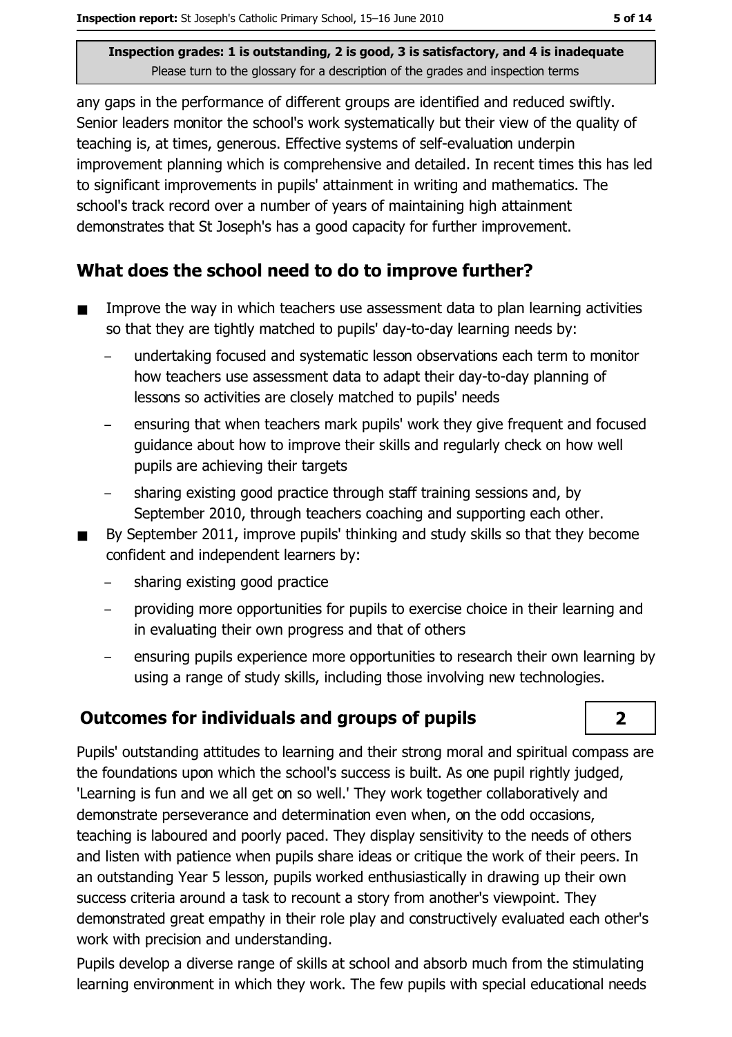any gaps in the performance of different groups are identified and reduced swiftly. Senior leaders monitor the school's work systematically but their view of the quality of teaching is, at times, generous. Effective systems of self-evaluation underpin improvement planning which is comprehensive and detailed. In recent times this has led to significant improvements in pupils' attainment in writing and mathematics. The school's track record over a number of years of maintaining high attainment demonstrates that St Joseph's has a good capacity for further improvement.

## What does the school need to do to improve further?

- Improve the way in which teachers use assessment data to plan learning activities so that they are tightly matched to pupils' day-to-day learning needs by:
  - undertaking focused and systematic lesson observations each term to monitor how teachers use assessment data to adapt their day-to-day planning of lessons so activities are closely matched to pupils' needs
  - ensuring that when teachers mark pupils' work they give frequent and focused guidance about how to improve their skills and regularly check on how well pupils are achieving their targets
  - sharing existing good practice through staff training sessions and, by September 2010, through teachers coaching and supporting each other.
- By September 2011, improve pupils' thinking and study skills so that they become confident and independent learners by:
  - sharing existing good practice
  - providing more opportunities for pupils to exercise choice in their learning and in evaluating their own progress and that of others
  - ensuring pupils experience more opportunities to research their own learning by using a range of study skills, including those involving new technologies.

## Outcomes for individuals and groups of pupils — 2

Pupils' outstanding attitudes to learning and their strong moral and spiritual compass are the foundations upon which the school's success is built. As one pupil rightly judged, 'Learning is fun and we all get on so well.' They work together collaboratively and demonstrate perseverance and determination even when, on the odd occasions, teaching is laboured and poorly paced. They display sensitivity to the needs of others and listen with patience when pupils share ideas or critique the work of their peers. In an outstanding Year 5 lesson, pupils worked enthusiastically in drawing up their own success criteria around a task to recount a story from another's viewpoint. They demonstrated great empathy in their role play and constructively evaluated each other's work with precision and understanding.

Pupils develop a diverse range of skills at school and absorb much from the stimulating learning environment in which they work. The few pupils with special educational needs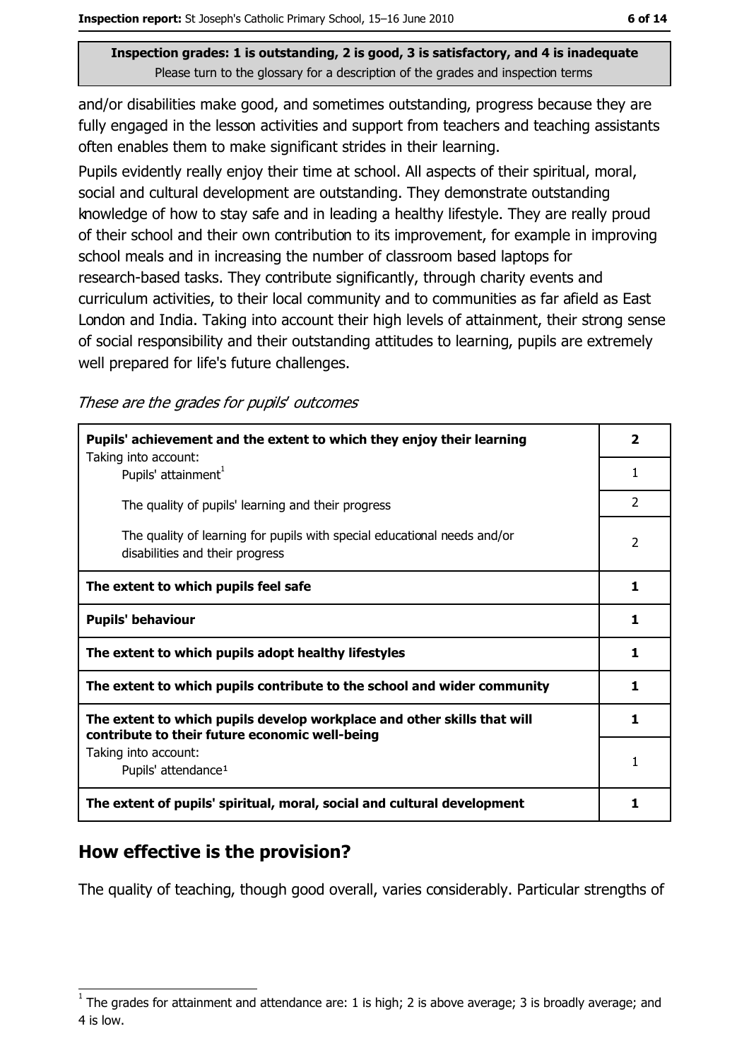**Inspection grades: 1 is outstanding, 2 is good, 3 is satisfactory, and 4 is inadequate**
Please turn to the glossary for a description of the grades and inspection terms

and/or disabilities make good, and sometimes outstanding, progress because they are fully engaged in the lesson activities and support from teachers and teaching assistants often enables them to make significant strides in their learning.

Pupils evidently really enjoy their time at school. All aspects of their spiritual, moral, social and cultural development are outstanding. They demonstrate outstanding knowledge of how to stay safe and in leading a healthy lifestyle. They are really proud of their school and their own contribution to its improvement, for example in improving school meals and in increasing the number of classroom based laptops for research-based tasks. They contribute significantly, through charity events and curriculum activities, to their local community and to communities as far afield as East London and India. Taking into account their high levels of attainment, their strong sense of social responsibility and their outstanding attitudes to learning, pupils are extremely well prepared for life's future challenges.

*These are the grades for pupils' outcomes*

| | |
|---|---|
| **Pupils' achievement and the extent to which they enjoy their learning** Taking into account: | **2** |
| Pupils' attainment[1] | 1 |
| The quality of pupils' learning and their progress | 2 |
| The quality of learning for pupils with special educational needs and/or disabilities and their progress | 2 |
| **The extent to which pupils feel safe** | **1** |
| **Pupils' behaviour** | **1** |
| **The extent to which pupils adopt healthy lifestyles** | **1** |
| **The extent to which pupils contribute to the school and wider community** | **1** |
| **The extent to which pupils develop workplace and other skills that will contribute to their future economic well-being** | **1** |
| Taking into account: Pupils' attendance[1] | 1 |
| **The extent of pupils' spiritual, moral, social and cultural development** | **1** |

## How effective is the provision?

The quality of teaching, though good overall, varies considerably. Particular strengths of

[1] The grades for attainment and attendance are: 1 is high; 2 is above average; 3 is broadly average; and 4 is low.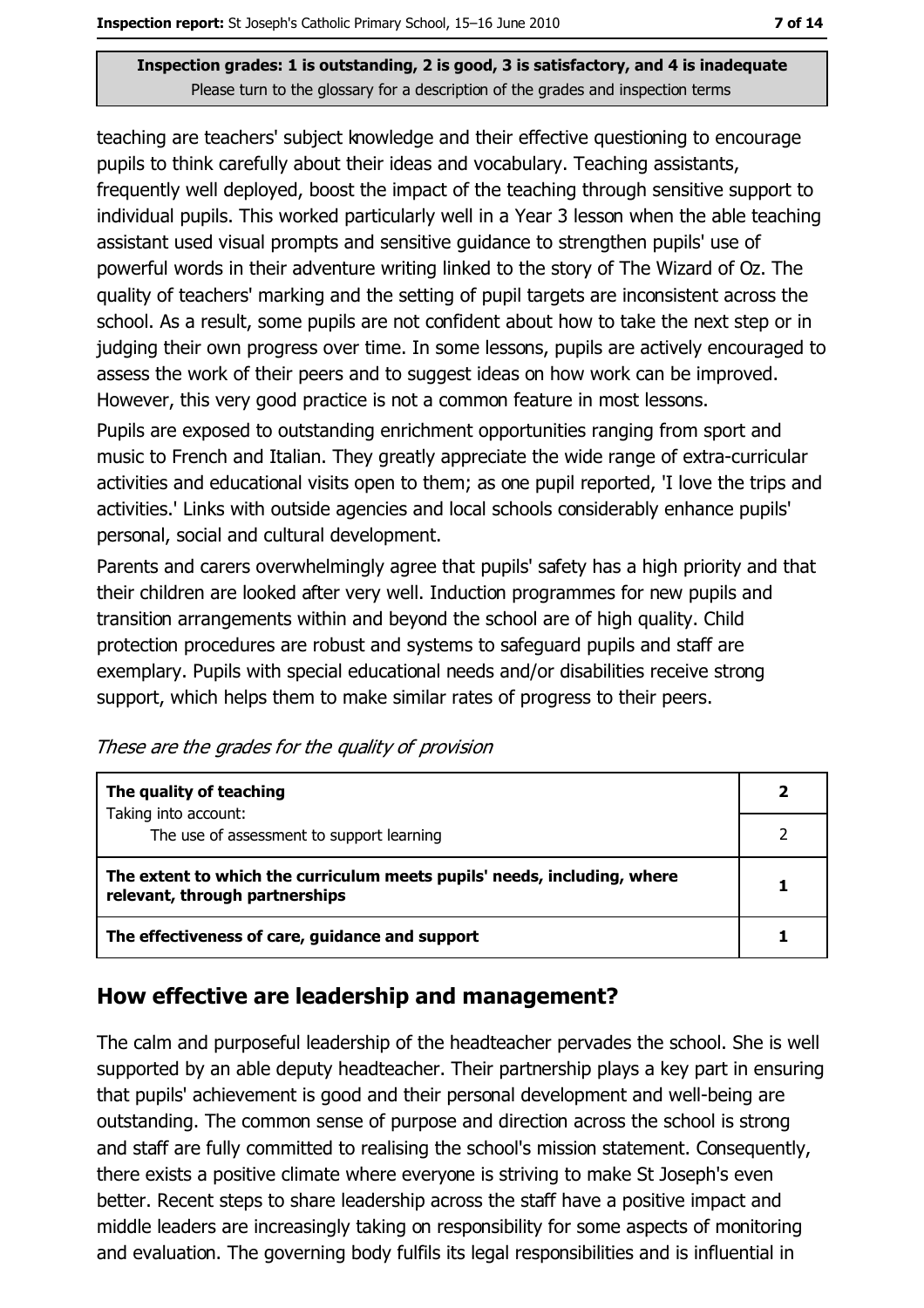**Inspection grades: 1 is outstanding, 2 is good, 3 is satisfactory, and 4 is inadequate**
Please turn to the glossary for a description of the grades and inspection terms

teaching are teachers' subject knowledge and their effective questioning to encourage pupils to think carefully about their ideas and vocabulary. Teaching assistants, frequently well deployed, boost the impact of the teaching through sensitive support to individual pupils. This worked particularly well in a Year 3 lesson when the able teaching assistant used visual prompts and sensitive guidance to strengthen pupils' use of powerful words in their adventure writing linked to the story of The Wizard of Oz. The quality of teachers' marking and the setting of pupil targets are inconsistent across the school. As a result, some pupils are not confident about how to take the next step or in judging their own progress over time. In some lessons, pupils are actively encouraged to assess the work of their peers and to suggest ideas on how work can be improved. However, this very good practice is not a common feature in most lessons.

Pupils are exposed to outstanding enrichment opportunities ranging from sport and music to French and Italian. They greatly appreciate the wide range of extra-curricular activities and educational visits open to them; as one pupil reported, 'I love the trips and activities.' Links with outside agencies and local schools considerably enhance pupils' personal, social and cultural development.

Parents and carers overwhelmingly agree that pupils' safety has a high priority and that their children are looked after very well. Induction programmes for new pupils and transition arrangements within and beyond the school are of high quality. Child protection procedures are robust and systems to safeguard pupils and staff are exemplary. Pupils with special educational needs and/or disabilities receive strong support, which helps them to make similar rates of progress to their peers.

*These are the grades for the quality of provision*

| | |
|---|---|
| **The quality of teaching** | **2** |
| Taking into account: The use of assessment to support learning | 2 |
| **The extent to which the curriculum meets pupils' needs, including, where relevant, through partnerships** | **1** |
| **The effectiveness of care, guidance and support** | **1** |

## How effective are leadership and management?

The calm and purposeful leadership of the headteacher pervades the school. She is well supported by an able deputy headteacher. Their partnership plays a key part in ensuring that pupils' achievement is good and their personal development and well-being are outstanding. The common sense of purpose and direction across the school is strong and staff are fully committed to realising the school's mission statement. Consequently, there exists a positive climate where everyone is striving to make St Joseph's even better. Recent steps to share leadership across the staff have a positive impact and middle leaders are increasingly taking on responsibility for some aspects of monitoring and evaluation. The governing body fulfils its legal responsibilities and is influential in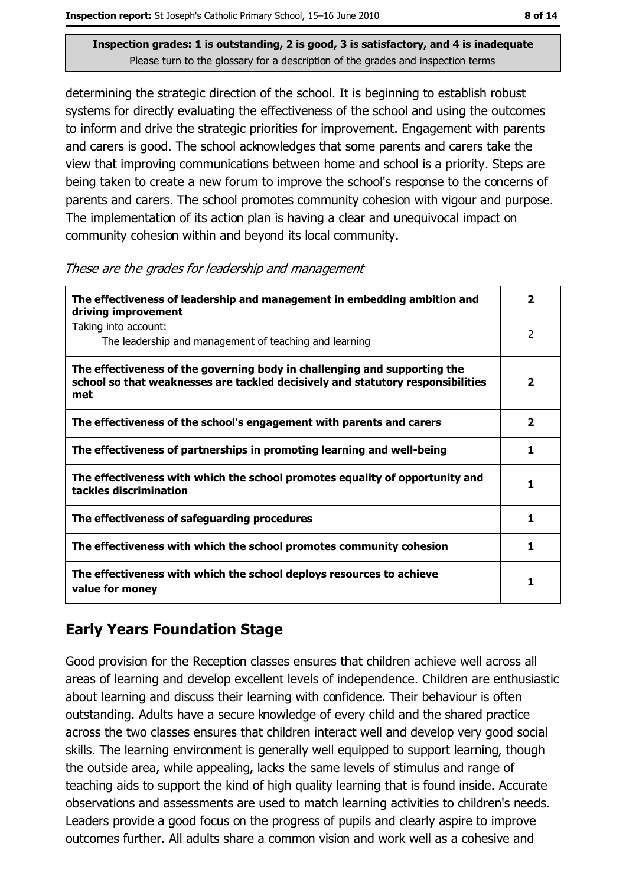determining the strategic direction of the school. It is beginning to establish robust systems for directly evaluating the effectiveness of the school and using the outcomes to inform and drive the strategic priorities for improvement. Engagement with parents and carers is good. The school acknowledges that some parents and carers take the view that improving communications between home and school is a priority. Steps are being taken to create a new forum to improve the school's response to the concerns of parents and carers. The school promotes community cohesion with vigour and purpose. The implementation of its action plan is having a clear and unequivocal impact on community cohesion within and beyond its local community.

*These are the grades for leadership and management*

| | |
|---|---|
| **The effectiveness of leadership and management in embedding ambition and driving improvement** | **2** |
| Taking into account: The leadership and management of teaching and learning | 2 |
| **The effectiveness of the governing body in challenging and supporting the school so that weaknesses are tackled decisively and statutory responsibilities met** | **2** |
| **The effectiveness of the school's engagement with parents and carers** | **2** |
| **The effectiveness of partnerships in promoting learning and well-being** | **1** |
| **The effectiveness with which the school promotes equality of opportunity and tackles discrimination** | **1** |
| **The effectiveness of safeguarding procedures** | **1** |
| **The effectiveness with which the school promotes community cohesion** | **1** |
| **The effectiveness with which the school deploys resources to achieve value for money** | **1** |

## Early Years Foundation Stage

Good provision for the Reception classes ensures that children achieve well across all areas of learning and develop excellent levels of independence. Children are enthusiastic about learning and discuss their learning with confidence. Their behaviour is often outstanding. Adults have a secure knowledge of every child and the shared practice across the two classes ensures that children interact well and develop very good social skills. The learning environment is generally well equipped to support learning, though the outside area, while appealing, lacks the same levels of stimulus and range of teaching aids to support the kind of high quality learning that is found inside. Accurate observations and assessments are used to match learning activities to children's needs. Leaders provide a good focus on the progress of pupils and clearly aspire to improve outcomes further. All adults share a common vision and work well as a cohesive and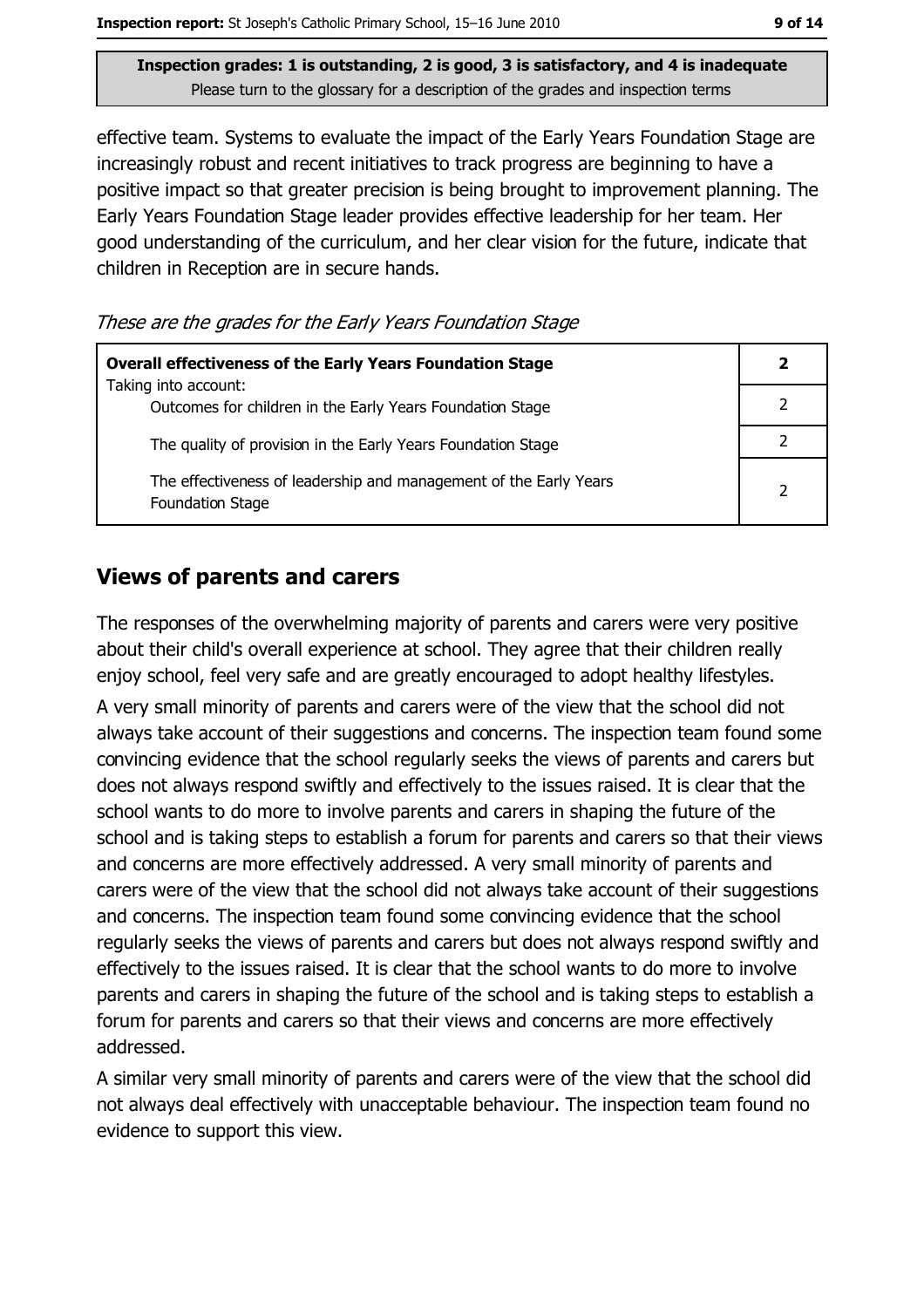**Inspection grades: 1 is outstanding, 2 is good, 3 is satisfactory, and 4 is inadequate**
Please turn to the glossary for a description of the grades and inspection terms

effective team. Systems to evaluate the impact of the Early Years Foundation Stage are increasingly robust and recent initiatives to track progress are beginning to have a positive impact so that greater precision is being brought to improvement planning. The Early Years Foundation Stage leader provides effective leadership for her team. Her good understanding of the curriculum, and her clear vision for the future, indicate that children in Reception are in secure hands.

*These are the grades for the Early Years Foundation Stage*

| **Overall effectiveness of the Early Years Foundation Stage** | **2** |
|---|---|
| Taking into account: Outcomes for children in the Early Years Foundation Stage | 2 |
| The quality of provision in the Early Years Foundation Stage | 2 |
| The effectiveness of leadership and management of the Early Years Foundation Stage | 2 |

## Views of parents and carers

The responses of the overwhelming majority of parents and carers were very positive about their child's overall experience at school. They agree that their children really enjoy school, feel very safe and are greatly encouraged to adopt healthy lifestyles.

A very small minority of parents and carers were of the view that the school did not always take account of their suggestions and concerns. The inspection team found some convincing evidence that the school regularly seeks the views of parents and carers but does not always respond swiftly and effectively to the issues raised. It is clear that the school wants to do more to involve parents and carers in shaping the future of the school and is taking steps to establish a forum for parents and carers so that their views and concerns are more effectively addressed. A very small minority of parents and carers were of the view that the school did not always take account of their suggestions and concerns. The inspection team found some convincing evidence that the school regularly seeks the views of parents and carers but does not always respond swiftly and effectively to the issues raised. It is clear that the school wants to do more to involve parents and carers in shaping the future of the school and is taking steps to establish a forum for parents and carers so that their views and concerns are more effectively addressed.

A similar very small minority of parents and carers were of the view that the school did not always deal effectively with unacceptable behaviour. The inspection team found no evidence to support this view.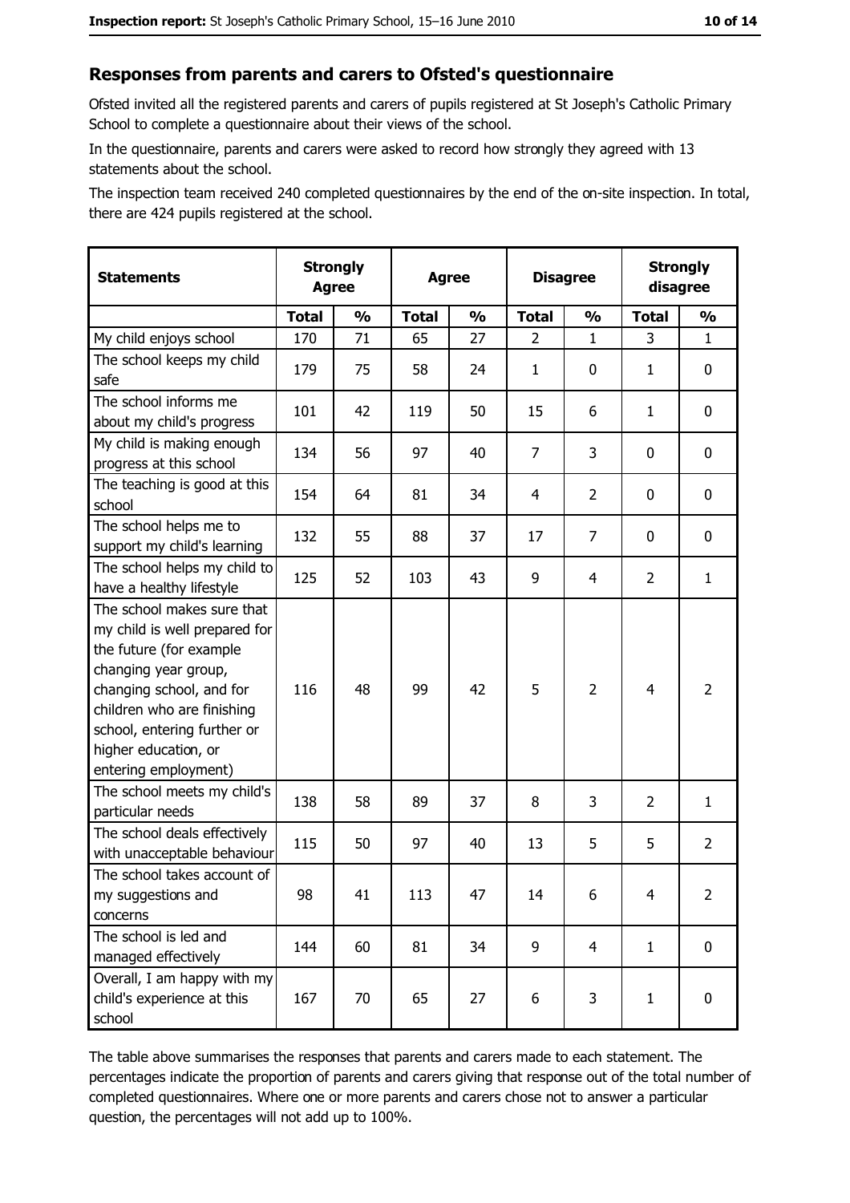## Responses from parents and carers to Ofsted's questionnaire

Ofsted invited all the registered parents and carers of pupils registered at St Joseph's Catholic Primary School to complete a questionnaire about their views of the school.

In the questionnaire, parents and carers were asked to record how strongly they agreed with 13 statements about the school.

The inspection team received 240 completed questionnaires by the end of the on-site inspection. In total, there are 424 pupils registered at the school.

| Statements | Strongly Agree | | Agree | | Disagree | | Strongly disagree | |
|---|---|---|---|---|---|---|---|---|
| | Total | % | Total | % | Total | % | Total | % |
| My child enjoys school | 170 | 71 | 65 | 27 | 2 | 1 | 3 | 1 |
| The school keeps my child safe | 179 | 75 | 58 | 24 | 1 | 0 | 1 | 0 |
| The school informs me about my child's progress | 101 | 42 | 119 | 50 | 15 | 6 | 1 | 0 |
| My child is making enough progress at this school | 134 | 56 | 97 | 40 | 7 | 3 | 0 | 0 |
| The teaching is good at this school | 154 | 64 | 81 | 34 | 4 | 2 | 0 | 0 |
| The school helps me to support my child's learning | 132 | 55 | 88 | 37 | 17 | 7 | 0 | 0 |
| The school helps my child to have a healthy lifestyle | 125 | 52 | 103 | 43 | 9 | 4 | 2 | 1 |
| The school makes sure that my child is well prepared for the future (for example changing year group, changing school, and for children who are finishing school, entering further or higher education, or entering employment) | 116 | 48 | 99 | 42 | 5 | 2 | 4 | 2 |
| The school meets my child's particular needs | 138 | 58 | 89 | 37 | 8 | 3 | 2 | 1 |
| The school deals effectively with unacceptable behaviour | 115 | 50 | 97 | 40 | 13 | 5 | 5 | 2 |
| The school takes account of my suggestions and concerns | 98 | 41 | 113 | 47 | 14 | 6 | 4 | 2 |
| The school is led and managed effectively | 144 | 60 | 81 | 34 | 9 | 4 | 1 | 0 |
| Overall, I am happy with my child's experience at this school | 167 | 70 | 65 | 27 | 6 | 3 | 1 | 0 |

The table above summarises the responses that parents and carers made to each statement. The percentages indicate the proportion of parents and carers giving that response out of the total number of completed questionnaires. Where one or more parents and carers chose not to answer a particular question, the percentages will not add up to 100%.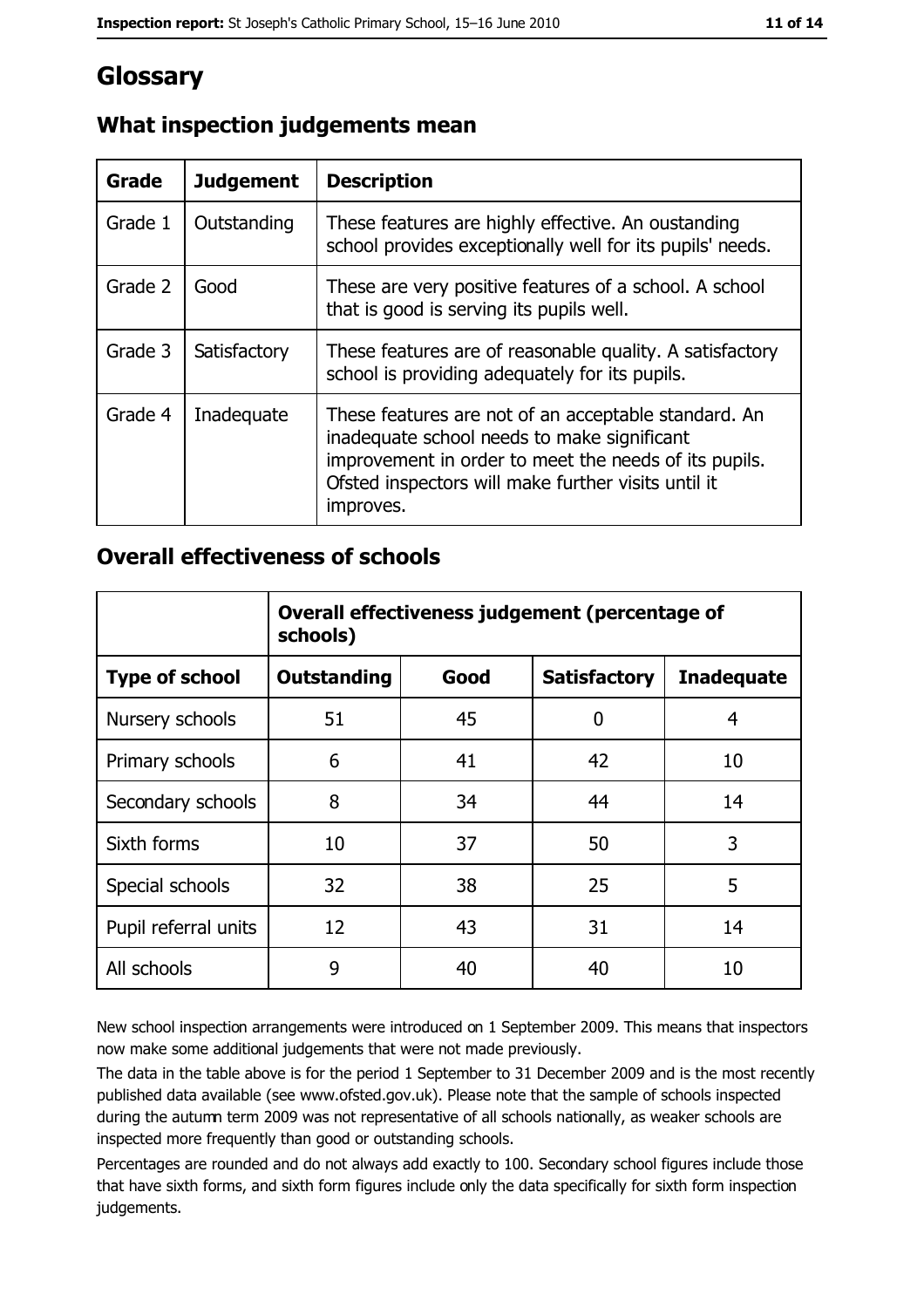# Glossary

## What inspection judgements mean

| Grade | Judgement | Description |
| --- | --- | --- |
| Grade 1 | Outstanding | These features are highly effective. An oustanding school provides exceptionally well for its pupils' needs. |
| Grade 2 | Good | These are very positive features of a school. A school that is good is serving its pupils well. |
| Grade 3 | Satisfactory | These features are of reasonable quality. A satisfactory school is providing adequately for its pupils. |
| Grade 4 | Inadequate | These features are not of an acceptable standard. An inadequate school needs to make significant improvement in order to meet the needs of its pupils. Ofsted inspectors will make further visits until it improves. |

## Overall effectiveness of schools

| | Overall effectiveness judgement (percentage of schools) | | | |
| --- | --- | --- | --- | --- |
| **Type of school** | **Outstanding** | **Good** | **Satisfactory** | **Inadequate** |
| Nursery schools | 51 | 45 | 0 | 4 |
| Primary schools | 6 | 41 | 42 | 10 |
| Secondary schools | 8 | 34 | 44 | 14 |
| Sixth forms | 10 | 37 | 50 | 3 |
| Special schools | 32 | 38 | 25 | 5 |
| Pupil referral units | 12 | 43 | 31 | 14 |
| All schools | 9 | 40 | 40 | 10 |

New school inspection arrangements were introduced on 1 September 2009. This means that inspectors now make some additional judgements that were not made previously.

The data in the table above is for the period 1 September to 31 December 2009 and is the most recently published data available (see www.ofsted.gov.uk). Please note that the sample of schools inspected during the autumn term 2009 was not representative of all schools nationally, as weaker schools are inspected more frequently than good or outstanding schools.

Percentages are rounded and do not always add exactly to 100. Secondary school figures include those that have sixth forms, and sixth form figures include only the data specifically for sixth form inspection judgements.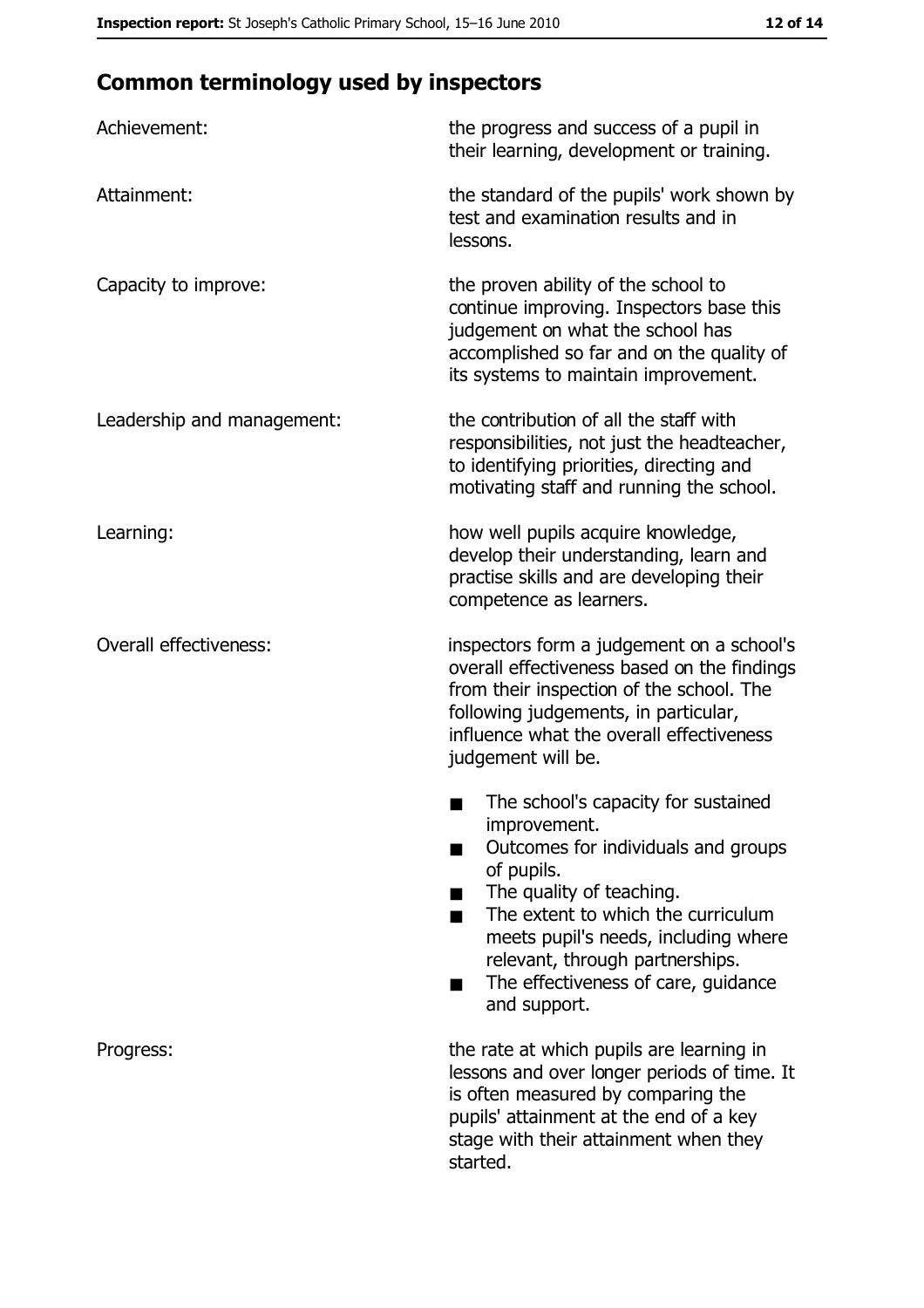## Common terminology used by inspectors

| | |
|---|---|
| Achievement: | the progress and success of a pupil in their learning, development or training. |
| Attainment: | the standard of the pupils' work shown by test and examination results and in lessons. |
| Capacity to improve: | the proven ability of the school to continue improving. Inspectors base this judgement on what the school has accomplished so far and on the quality of its systems to maintain improvement. |
| Leadership and management: | the contribution of all the staff with responsibilities, not just the headteacher, to identifying priorities, directing and motivating staff and running the school. |
| Learning: | how well pupils acquire knowledge, develop their understanding, learn and practise skills and are developing their competence as learners. |
| Overall effectiveness: | inspectors form a judgement on a school's overall effectiveness based on the findings from their inspection of the school. The following judgements, in particular, influence what the overall effectiveness judgement will be.<br>■ The school's capacity for sustained improvement.<br>■ Outcomes for individuals and groups of pupils.<br>■ The quality of teaching.<br>■ The extent to which the curriculum meets pupil's needs, including where relevant, through partnerships.<br>■ The effectiveness of care, guidance and support. |
| Progress: | the rate at which pupils are learning in lessons and over longer periods of time. It is often measured by comparing the pupils' attainment at the end of a key stage with their attainment when they started. |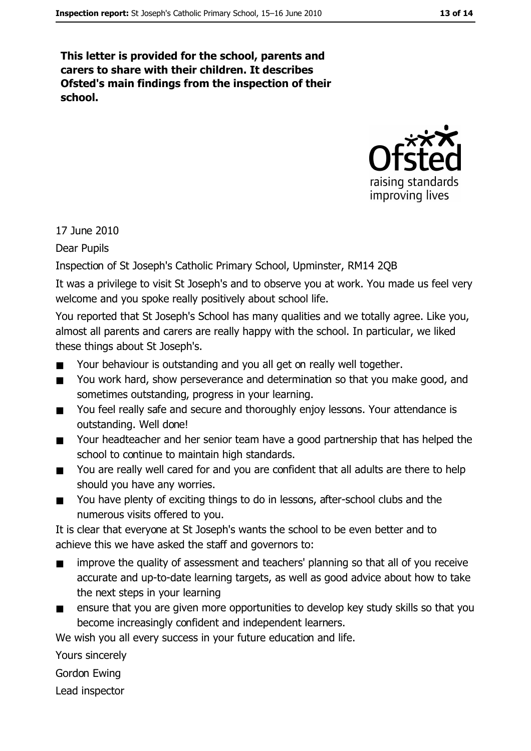**This letter is provided for the school, parents and carers to share with their children. It describes Ofsted's main findings from the inspection of their school.**

17 June 2010

Dear Pupils

Inspection of St Joseph's Catholic Primary School, Upminster, RM14 2QB

It was a privilege to visit St Joseph's and to observe you at work. You made us feel very welcome and you spoke really positively about school life.

You reported that St Joseph's School has many qualities and we totally agree. Like you, almost all parents and carers are really happy with the school. In particular, we liked these things about St Joseph's.

- Your behaviour is outstanding and you all get on really well together.
- You work hard, show perseverance and determination so that you make good, and sometimes outstanding, progress in your learning.
- You feel really safe and secure and thoroughly enjoy lessons. Your attendance is outstanding. Well done!
- Your headteacher and her senior team have a good partnership that has helped the school to continue to maintain high standards.
- You are really well cared for and you are confident that all adults are there to help should you have any worries.
- You have plenty of exciting things to do in lessons, after-school clubs and the numerous visits offered to you.

It is clear that everyone at St Joseph's wants the school to be even better and to achieve this we have asked the staff and governors to:

- improve the quality of assessment and teachers' planning so that all of you receive accurate and up-to-date learning targets, as well as good advice about how to take the next steps in your learning
- ensure that you are given more opportunities to develop key study skills so that you become increasingly confident and independent learners.

We wish you all every success in your future education and life.

Yours sincerely

Gordon Ewing

Lead inspector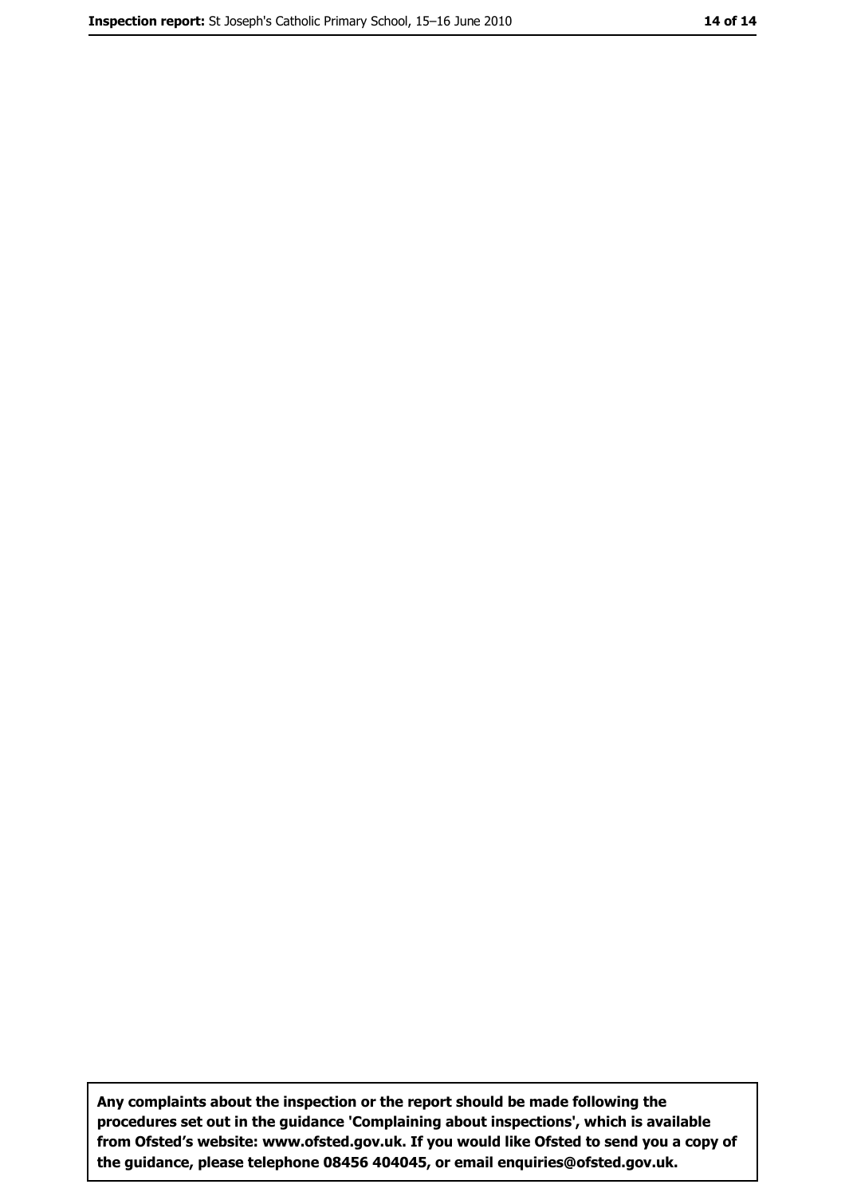**Any complaints about the inspection or the report should be made following the procedures set out in the guidance 'Complaining about inspections', which is available from Ofsted's website: www.ofsted.gov.uk. If you would like Ofsted to send you a copy of the guidance, please telephone 08456 404045, or email enquiries@ofsted.gov.uk.**